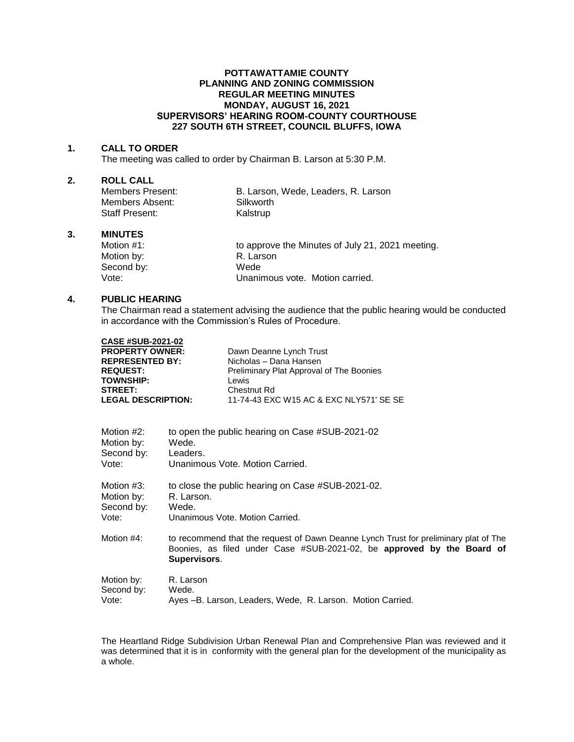**POTTAWATTAMIE COUNTY**
**PLANNING AND ZONING COMMISSION**
**REGULAR MEETING MINUTES**
**MONDAY, AUGUST 16, 2021**
**SUPERVISORS' HEARING ROOM-COUNTY COURTHOUSE**
**227 SOUTH 6TH STREET, COUNCIL BLUFFS, IOWA**

**1. CALL TO ORDER**

The meeting was called to order by Chairman B. Larson at 5:30 P.M.

**2. ROLL CALL**

Members Present: B. Larson, Wede, Leaders, R. Larson
Members Absent: Silkworth
Staff Present: Kalstrup

**3. MINUTES**

Motion #1: to approve the Minutes of July 21, 2021 meeting.
Motion by: R. Larson
Second by: Wede
Vote: Unanimous vote. Motion carried.

**4. PUBLIC HEARING**

The Chairman read a statement advising the audience that the public hearing would be conducted in accordance with the Commission's Rules of Procedure.

**CASE #SUB-2021-02**
**PROPERTY OWNER:** Dawn Deanne Lynch Trust
**REPRESENTED BY:** Nicholas – Dana Hansen
**REQUEST:** Preliminary Plat Approval of The Boonies
**TOWNSHIP:** Lewis
**STREET:** Chestnut Rd
**LEGAL DESCRIPTION:** 11-74-43 EXC W15 AC & EXC NLY571' SE SE

Motion #2: to open the public hearing on Case #SUB-2021-02
Motion by: Wede.
Second by: Leaders.
Vote: Unanimous Vote. Motion Carried.

Motion #3: to close the public hearing on Case #SUB-2021-02.
Motion by: R. Larson.
Second by: Wede.
Vote: Unanimous Vote. Motion Carried.

Motion #4: to recommend that the request of Dawn Deanne Lynch Trust for preliminary plat of The Boonies, as filed under Case #SUB-2021-02, be **approved by the Board of Supervisors**.

Motion by: R. Larson
Second by: Wede.
Vote: Ayes –B. Larson, Leaders, Wede, R. Larson. Motion Carried.

The Heartland Ridge Subdivision Urban Renewal Plan and Comprehensive Plan was reviewed and it was determined that it is in conformity with the general plan for the development of the municipality as a whole.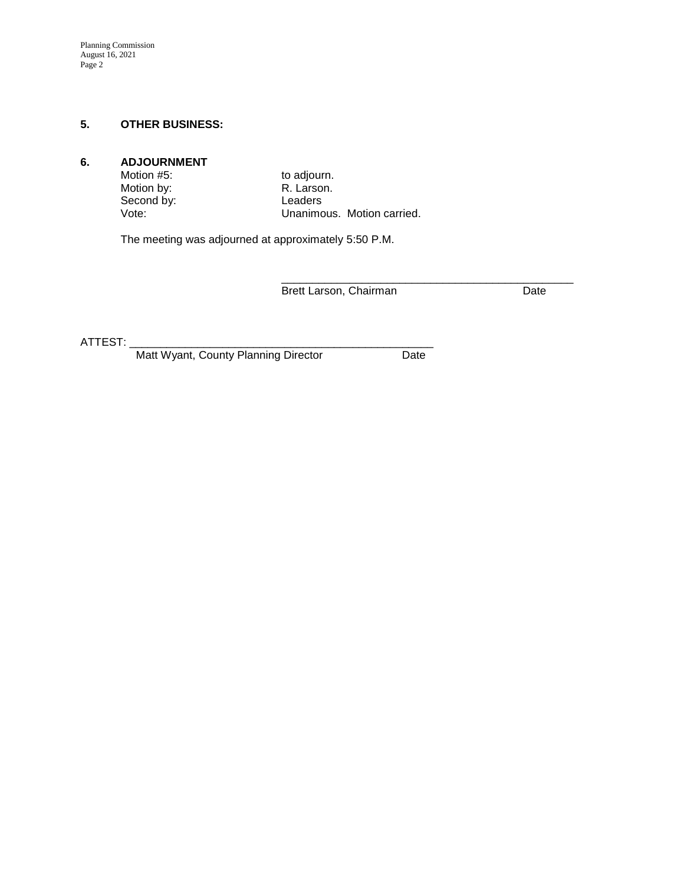## 5. OTHER BUSINESS:

## 6. ADJOURNMENT

| | |
|---|---|
| Motion #5: | to adjourn. |
| Motion by: | R. Larson. |
| Second by: | Leaders |
| Vote: | Unanimous. Motion carried. |

The meeting was adjourned at approximately 5:50 P.M.

_______________________________________________

Brett Larson, Chairman Date

ATTEST: _______________________________________________

Matt Wyant, County Planning Director Date